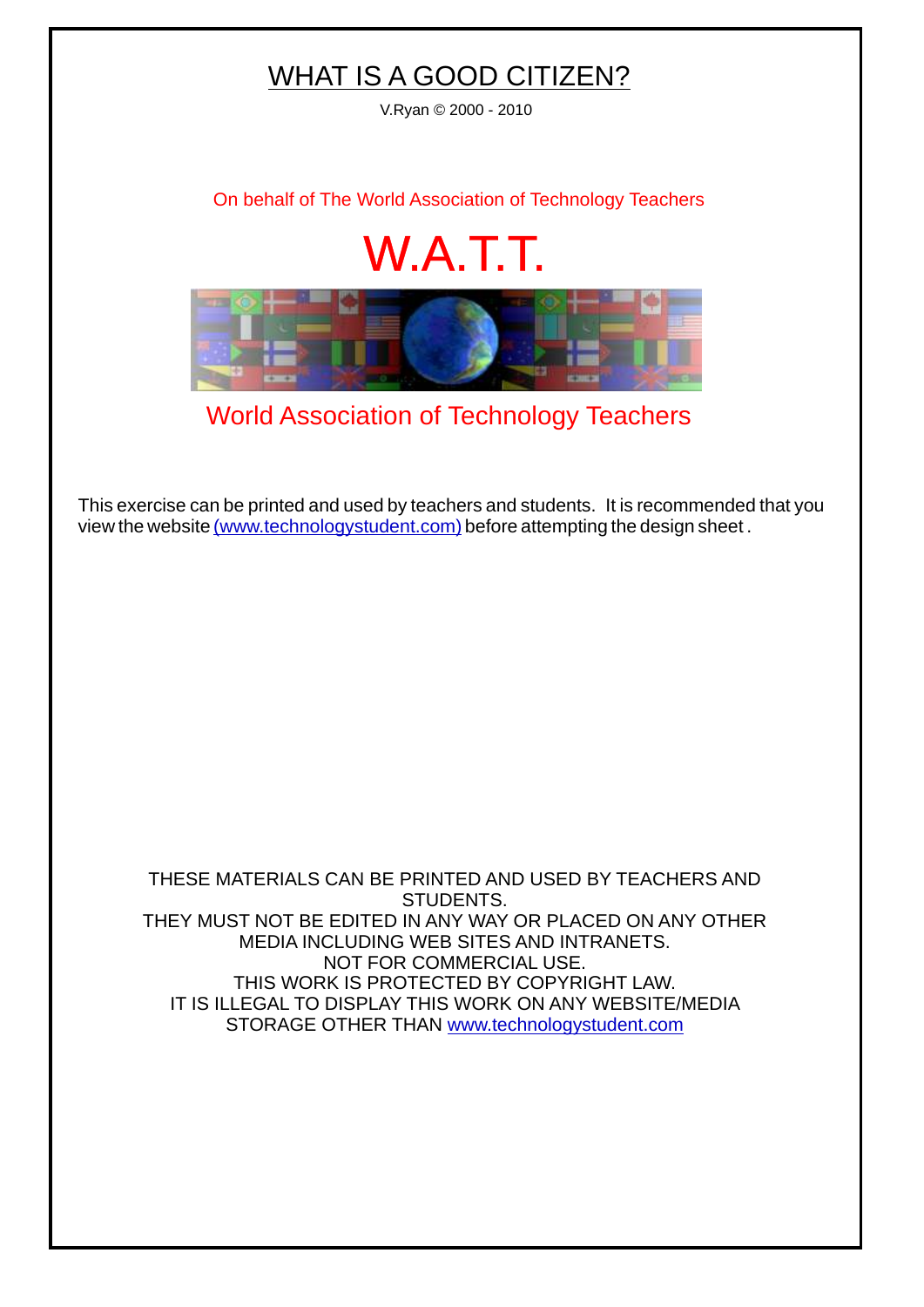# WHAT IS A GOOD CITIZEN?

V.Ryan © 2000 - 2010

On behalf of The World Association of Technology Teachers

W.A.T.T.

World Association of Technology Teachers

This exercise can be printed and used by teachers and students. It is recommended that you view the website (www.technologystudent.com) before attempting the design sheet .

THESE MATERIALS CAN BE PRINTED AND USED BY TEACHERS AND STUDENTS.
THEY MUST NOT BE EDITED IN ANY WAY OR PLACED ON ANY OTHER MEDIA INCLUDING WEB SITES AND INTRANETS.
NOT FOR COMMERCIAL USE.
THIS WORK IS PROTECTED BY COPYRIGHT LAW.
IT IS ILLEGAL TO DISPLAY THIS WORK ON ANY WEBSITE/MEDIA STORAGE OTHER THAN www.technologystudent.com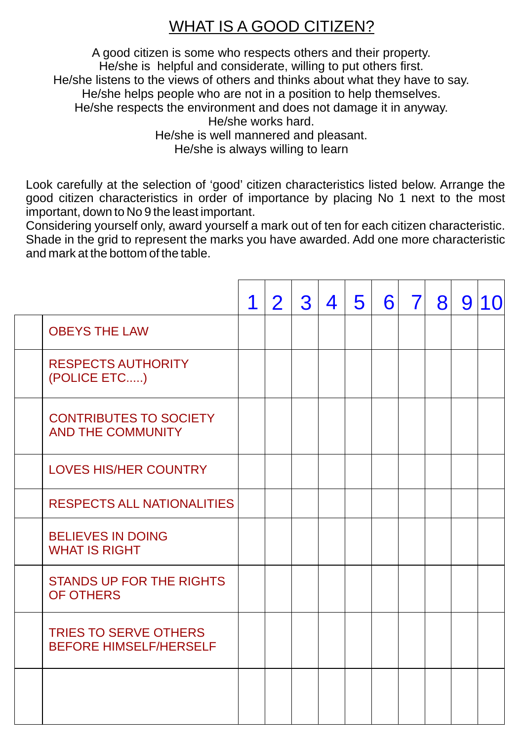# WHAT IS A GOOD CITIZEN?

A good citizen is some who respects others and their property.
He/she is helpful and considerate, willing to put others first.
He/she listens to the views of others and thinks about what they have to say.
He/she helps people who are not in a position to help themselves.
He/she respects the environment and does not damage it in anyway.
He/she works hard.
He/she is well mannered and pleasant.
He/she is always willing to learn

Look carefully at the selection of 'good' citizen characteristics listed below. Arrange the good citizen characteristics in order of importance by placing No 1 next to the most important, down to No 9 the least important.
Considering yourself only, award yourself a mark out of ten for each citizen characteristic. Shade in the grid to represent the marks you have awarded. Add one more characteristic and mark at the bottom of the table.

| | | 1 | 2 | 3 | 4 | 5 | 6 | 7 | 8 | 9 | 10 |
|---|---|---|---|---|---|---|---|---|---|---|---|
| | OBEYS THE LAW | | | | | | | | | | |
| | RESPECTS AUTHORITY (POLICE ETC.....) | | | | | | | | | | |
| | CONTRIBUTES TO SOCIETY AND THE COMMUNITY | | | | | | | | | | |
| | LOVES HIS/HER COUNTRY | | | | | | | | | | |
| | RESPECTS ALL NATIONALITIES | | | | | | | | | | |
| | BELIEVES IN DOING WHAT IS RIGHT | | | | | | | | | | |
| | STANDS UP FOR THE RIGHTS OF OTHERS | | | | | | | | | | |
| | TRIES TO SERVE OTHERS BEFORE HIMSELF/HERSELF | | | | | | | | | | |
| | | | | | | | | | | | |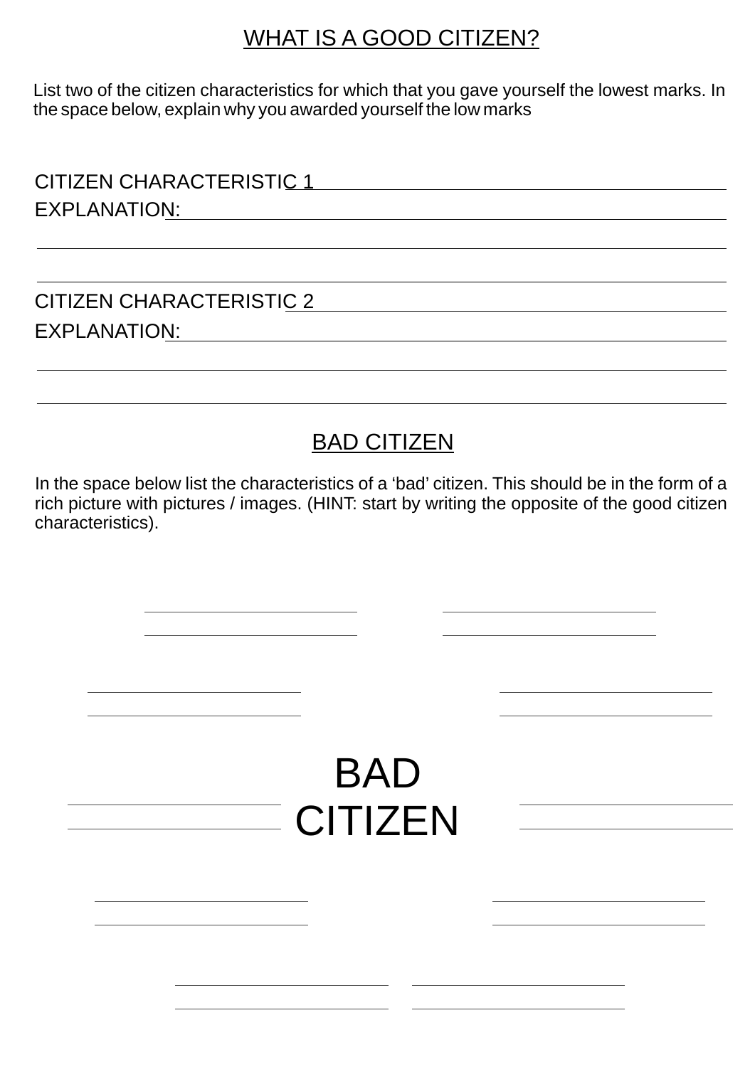# WHAT IS A GOOD CITIZEN?

List two of the citizen characteristics for which that you gave yourself the lowest marks. In the space below, explain why you awarded yourself the low marks

CITIZEN CHARACTERISTIC 1 ______________________________

EXPLANATION: ______________________________

______________________________

______________________________

CITIZEN CHARACTERISTIC 2 ______________________________

EXPLANATION: ______________________________

______________________________

______________________________

## BAD CITIZEN

In the space below list the characteristics of a 'bad' citizen. This should be in the form of a rich picture with pictures / images. (HINT: start by writing the opposite of the good citizen characteristics).

BAD CITIZEN